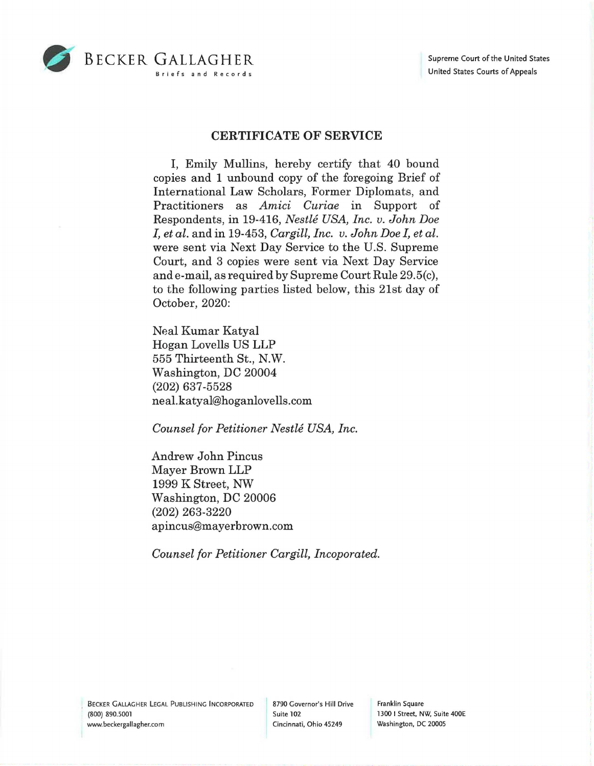# CERTIFICATE OF SERVICE

I, Emily Mullins, hereby certify that 40 bound copies and 1 unbound copy of the foregoing Brief of International Law Scholars, Former Diplomats, and Practitioners as *Amici Curiae* in Support of Respondents, in 19-416, *Nestlé USA, Inc. v. John Doe I, et al.* and in 19-453, *Cargill, Inc. v. John Doe I, et al.* were sent via Next Day Service to the U.S. Supreme Court, and 3 copies were sent via Next Day Service and e-mail, as required by Supreme Court Rule 29.5(c), to the following parties listed below, this 21st day of October, 2020:

Neal Kumar Katyal
Hogan Lovells US LLP
555 Thirteenth St., N.W.
Washington, DC 20004
(202) 637-5528
neal.katyal@hoganlovells.com

*Counsel for Petitioner Nestlé USA, Inc.*

Andrew John Pincus
Mayer Brown LLP
1999 K Street, NW
Washington, DC 20006
(202) 263-3220
apincus@mayerbrown.com

*Counsel for Petitioner Cargill, Incoporated.*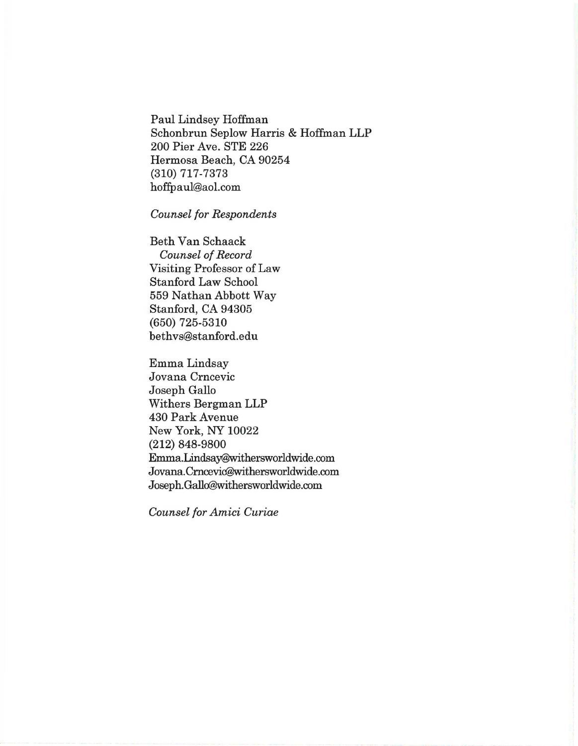Paul Lindsey Hoffman
Schonbrun Seplow Harris & Hoffman LLP
200 Pier Ave. STE 226
Hermosa Beach, CA 90254
(310) 717-7373
hoffpaul@aol.com

*Counsel for Respondents*

Beth Van Schaack
*Counsel of Record*
Visiting Professor of Law
Stanford Law School
559 Nathan Abbott Way
Stanford, CA 94305
(650) 725-5310
bethvs@stanford.edu

Emma Lindsay
Jovana Crncevic
Joseph Gallo
Withers Bergman LLP
430 Park Avenue
New York, NY 10022
(212) 848-9800
Emma.Lindsay@withersworldwide.com
Jovana.Crncevic@withersworldwide.com
Joseph.Gallo@withersworldwide.com

*Counsel for Amici Curiae*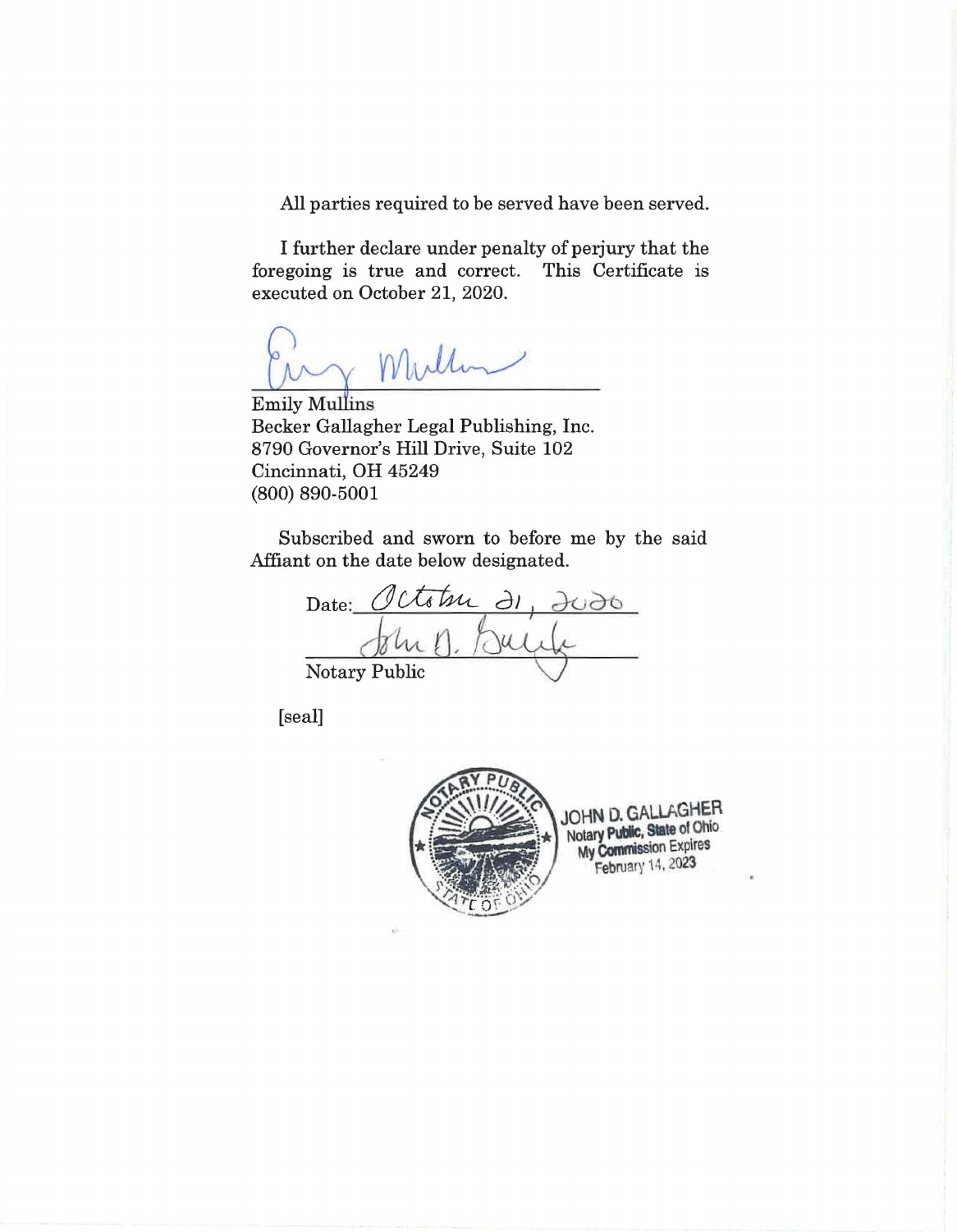All parties required to be served have been served.

I further declare under penalty of perjury that the foregoing is true and correct. This Certificate is executed on October 21, 2020.

Emily Mullins
Becker Gallagher Legal Publishing, Inc.
8790 Governor's Hill Drive, Suite 102
Cincinnati, OH 45249
(800) 890-5001

Subscribed and sworn to before me by the said Affiant on the date below designated.

Date: October 21, 2020

Notary Public

[seal]

JOHN D. GALLAGHER
Notary Public, State of Ohio
My Commission Expires
February 14, 2023